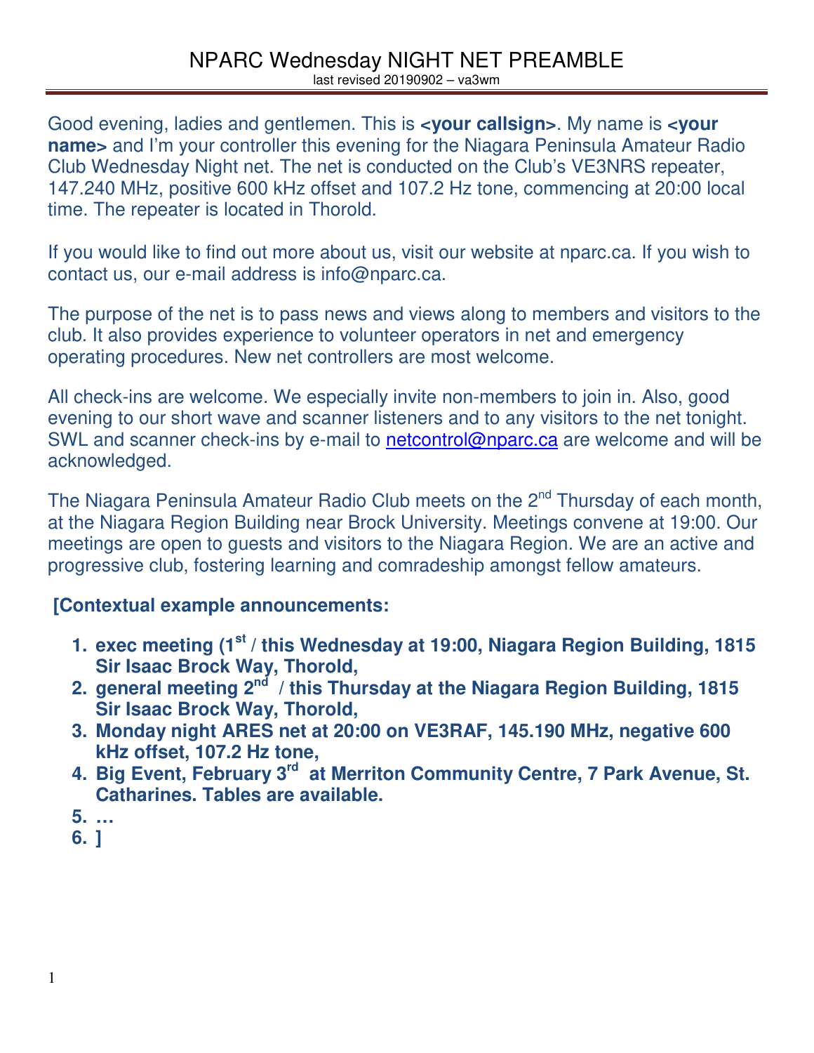# NPARC Wednesday NIGHT NET PREAMBLE

last revised 20190902 – va3wm

Good evening, ladies and gentlemen. This is **<your callsign>**. My name is **<your name>** and I'm your controller this evening for the Niagara Peninsula Amateur Radio Club Wednesday Night net. The net is conducted on the Club's VE3NRS repeater, 147.240 MHz, positive 600 kHz offset and 107.2 Hz tone, commencing at 20:00 local time. The repeater is located in Thorold.

If you would like to find out more about us, visit our website at nparc.ca. If you wish to contact us, our e-mail address is info@nparc.ca.

The purpose of the net is to pass news and views along to members and visitors to the club. It also provides experience to volunteer operators in net and emergency operating procedures. New net controllers are most welcome.

All check-ins are welcome. We especially invite non-members to join in. Also, good evening to our short wave and scanner listeners and to any visitors to the net tonight. SWL and scanner check-ins by e-mail to netcontrol@nparc.ca are welcome and will be acknowledged.

The Niagara Peninsula Amateur Radio Club meets on the 2nd Thursday of each month, at the Niagara Region Building near Brock University. Meetings convene at 19:00. Our meetings are open to guests and visitors to the Niagara Region. We are an active and progressive club, fostering learning and comradeship amongst fellow amateurs.

**[Contextual example announcements:**

1. **exec meeting (1st / this Wednesday at 19:00, Niagara Region Building, 1815 Sir Isaac Brock Way, Thorold,**
2. **general meeting 2nd / this Thursday at the Niagara Region Building, 1815 Sir Isaac Brock Way, Thorold,**
3. **Monday night ARES net at 20:00 on VE3RAF, 145.190 MHz, negative 600 kHz offset, 107.2 Hz tone,**
4. **Big Event, February 3rd at Merriton Community Centre, 7 Park Avenue, St. Catharines. Tables are available.**
5. **…**
6. **]**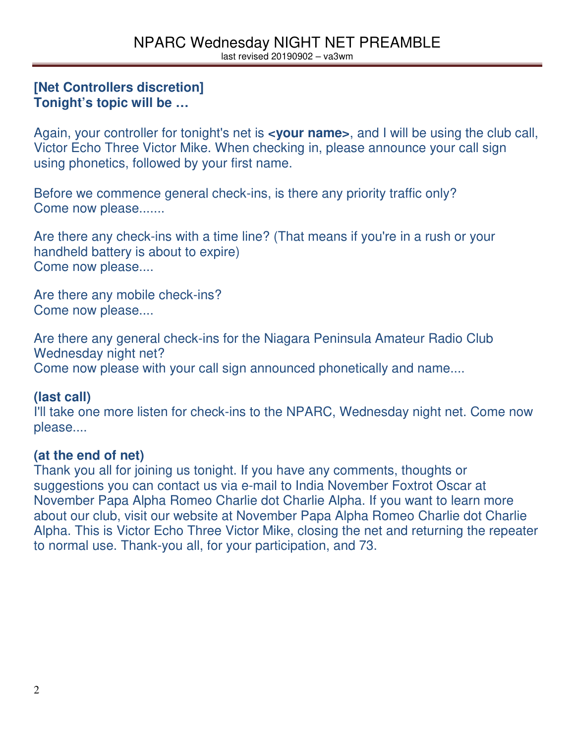# NPARC Wednesday NIGHT NET PREAMBLE

last revised 20190902 – va3wm

**[Net Controllers discretion]**
**Tonight's topic will be …**

Again, your controller for tonight's net is **<your name>**, and I will be using the club call, Victor Echo Three Victor Mike. When checking in, please announce your call sign using phonetics, followed by your first name.

Before we commence general check-ins, is there any priority traffic only?
Come now please.......

Are there any check-ins with a time line? (That means if you're in a rush or your handheld battery is about to expire)
Come now please....

Are there any mobile check-ins?
Come now please....

Are there any general check-ins for the Niagara Peninsula Amateur Radio Club Wednesday night net?
Come now please with your call sign announced phonetically and name....

**(last call)**
I'll take one more listen for check-ins to the NPARC, Wednesday night net. Come now please....

**(at the end of net)**
Thank you all for joining us tonight. If you have any comments, thoughts or suggestions you can contact us via e-mail to India November Foxtrot Oscar at November Papa Alpha Romeo Charlie dot Charlie Alpha. If you want to learn more about our club, visit our website at November Papa Alpha Romeo Charlie dot Charlie Alpha. This is Victor Echo Three Victor Mike, closing the net and returning the repeater to normal use. Thank-you all, for your participation, and 73.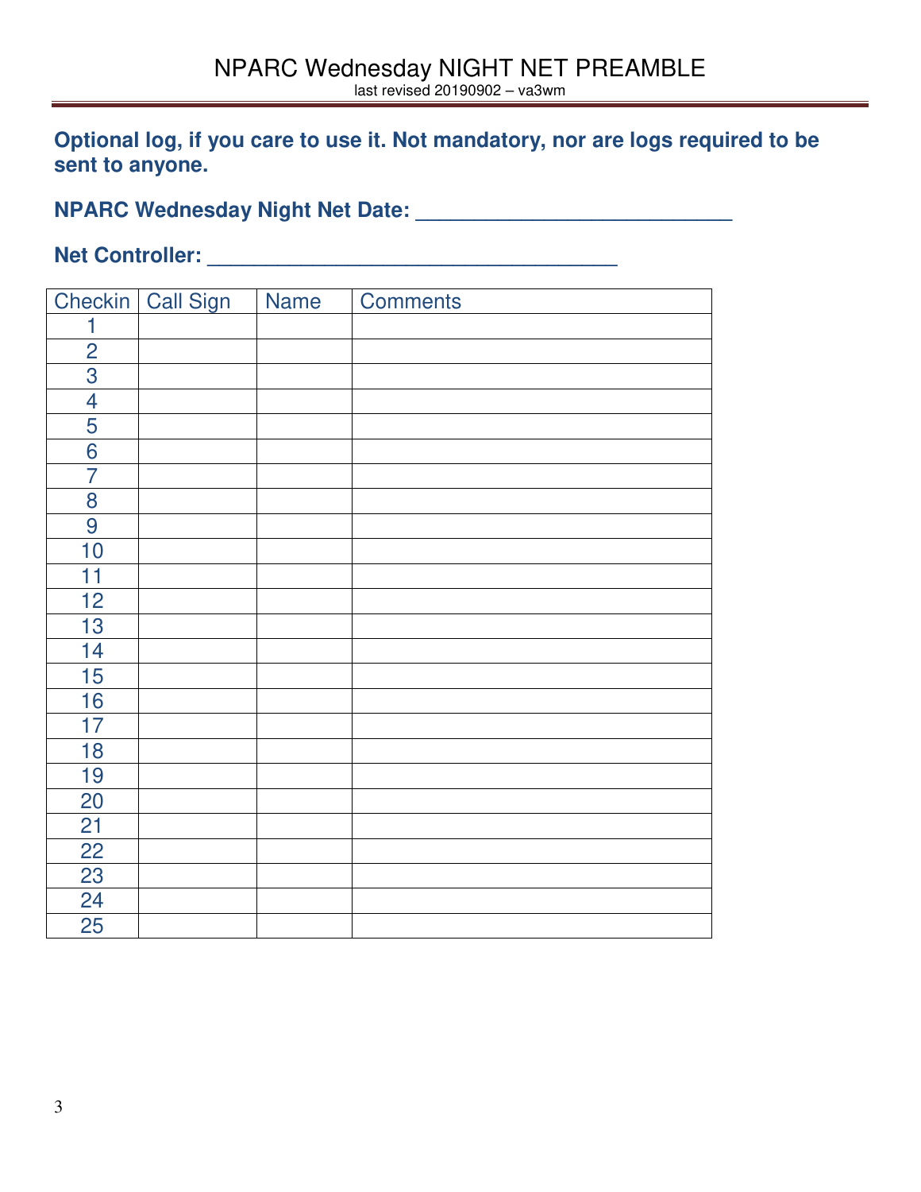Optional log, if you care to use it. Not mandatory, nor are logs required to be sent to anyone.

**NPARC Wednesday Night Net Date: ___________________________**

**Net Controller: ___________________________________**

| Checkin | Call Sign | Name | Comments |
|---|---|---|---|
| 1 | | | |
| 2 | | | |
| 3 | | | |
| 4 | | | |
| 5 | | | |
| 6 | | | |
| 7 | | | |
| 8 | | | |
| 9 | | | |
| 10 | | | |
| 11 | | | |
| 12 | | | |
| 13 | | | |
| 14 | | | |
| 15 | | | |
| 16 | | | |
| 17 | | | |
| 18 | | | |
| 19 | | | |
| 20 | | | |
| 21 | | | |
| 22 | | | |
| 23 | | | |
| 24 | | | |
| 25 | | | |